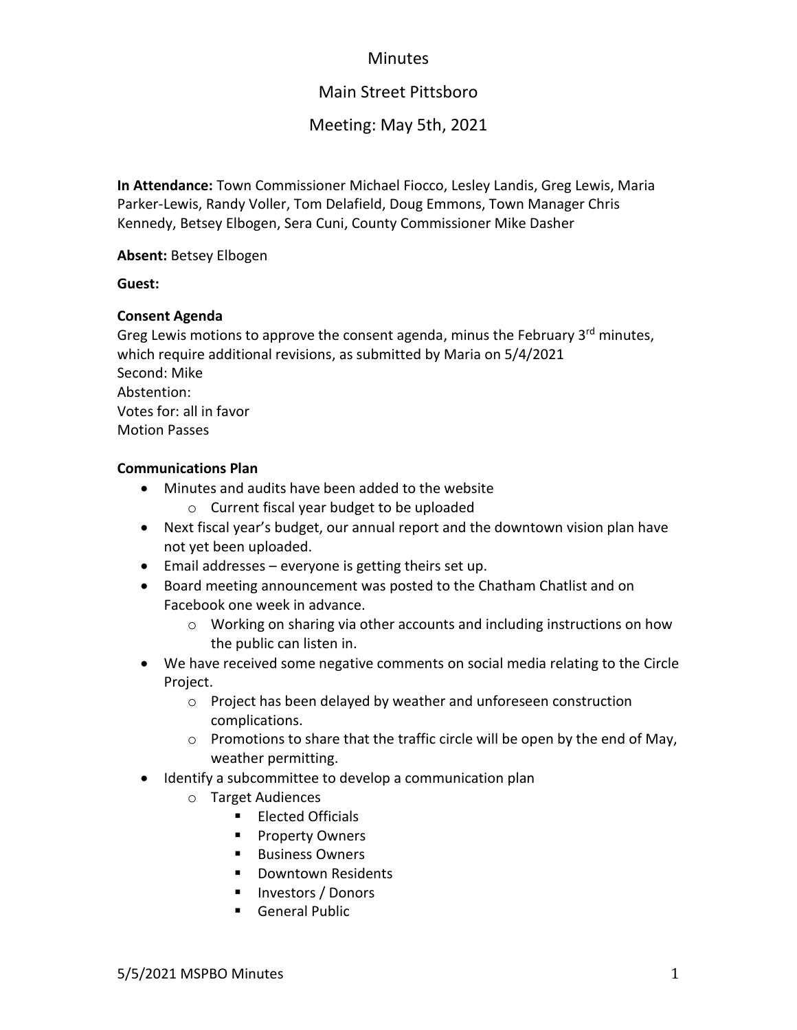# Minutes

## Main Street Pittsboro

## Meeting: May 5th, 2021

**In Attendance:** Town Commissioner Michael Fiocco, Lesley Landis, Greg Lewis, Maria Parker-Lewis, Randy Voller, Tom Delafield, Doug Emmons, Town Manager Chris Kennedy, Betsey Elbogen, Sera Cuni, County Commissioner Mike Dasher

**Absent:** Betsey Elbogen

**Guest:**

**Consent Agenda**

Greg Lewis motions to approve the consent agenda, minus the February 3rd minutes, which require additional revisions, as submitted by Maria on 5/4/2021
Second: Mike
Abstention:
Votes for: all in favor
Motion Passes

**Communications Plan**

- Minutes and audits have been added to the website
  - Current fiscal year budget to be uploaded
- Next fiscal year's budget, our annual report and the downtown vision plan have not yet been uploaded.
- Email addresses – everyone is getting theirs set up.
- Board meeting announcement was posted to the Chatham Chatlist and on Facebook one week in advance.
  - Working on sharing via other accounts and including instructions on how the public can listen in.
- We have received some negative comments on social media relating to the Circle Project.
  - Project has been delayed by weather and unforeseen construction complications.
  - Promotions to share that the traffic circle will be open by the end of May, weather permitting.
- Identify a subcommittee to develop a communication plan
  - Target Audiences
    - Elected Officials
    - Property Owners
    - Business Owners
    - Downtown Residents
    - Investors / Donors
    - General Public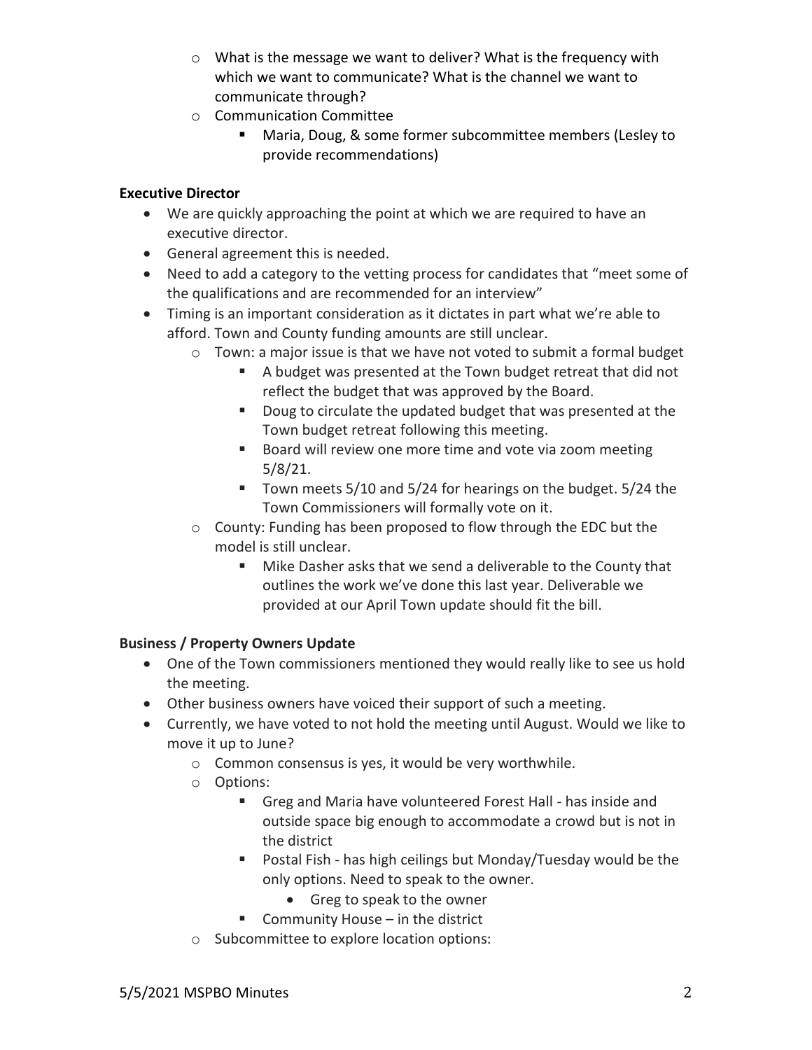- What is the message we want to deliver? What is the frequency with which we want to communicate? What is the channel we want to communicate through?
  - Communication Committee
    - Maria, Doug, & some former subcommittee members (Lesley to provide recommendations)

**Executive Director**

- We are quickly approaching the point at which we are required to have an executive director.
- General agreement this is needed.
- Need to add a category to the vetting process for candidates that "meet some of the qualifications and are recommended for an interview"
- Timing is an important consideration as it dictates in part what we're able to afford. Town and County funding amounts are still unclear.
  - Town: a major issue is that we have not voted to submit a formal budget
    - A budget was presented at the Town budget retreat that did not reflect the budget that was approved by the Board.
    - Doug to circulate the updated budget that was presented at the Town budget retreat following this meeting.
    - Board will review one more time and vote via zoom meeting 5/8/21.
    - Town meets 5/10 and 5/24 for hearings on the budget. 5/24 the Town Commissioners will formally vote on it.
  - County: Funding has been proposed to flow through the EDC but the model is still unclear.
    - Mike Dasher asks that we send a deliverable to the County that outlines the work we've done this last year. Deliverable we provided at our April Town update should fit the bill.

**Business / Property Owners Update**

- One of the Town commissioners mentioned they would really like to see us hold the meeting.
- Other business owners have voiced their support of such a meeting.
- Currently, we have voted to not hold the meeting until August. Would we like to move it up to June?
  - Common consensus is yes, it would be very worthwhile.
  - Options:
    - Greg and Maria have volunteered Forest Hall - has inside and outside space big enough to accommodate a crowd but is not in the district
    - Postal Fish - has high ceilings but Monday/Tuesday would be the only options. Need to speak to the owner.
      - Greg to speak to the owner
    - Community House – in the district
  - Subcommittee to explore location options: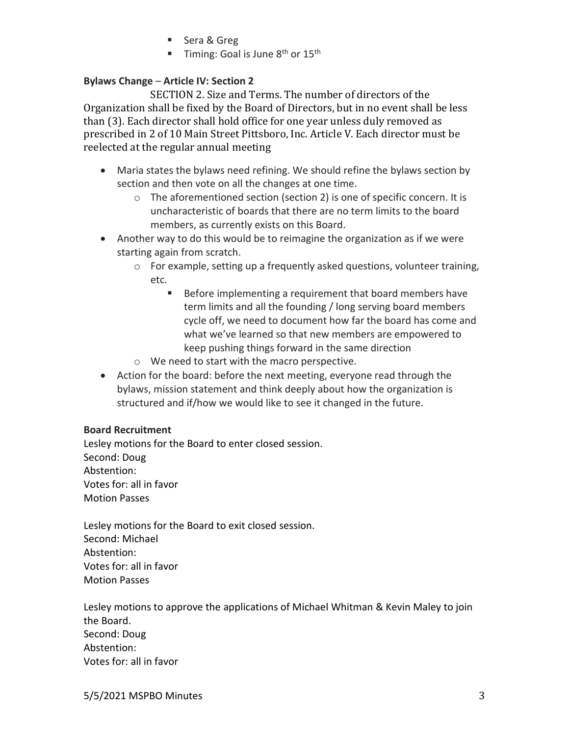- Sera & Greg
    - Timing: Goal is June 8th or 15th

**Bylaws Change – Article IV: Section 2**

SECTION 2. Size and Terms. The number of directors of the Organization shall be fixed by the Board of Directors, but in no event shall be less than (3). Each director shall hold office for one year unless duly removed as prescribed in 2 of 10 Main Street Pittsboro, Inc. Article V. Each director must be reelected at the regular annual meeting

- Maria states the bylaws need refining. We should refine the bylaws section by section and then vote on all the changes at one time.
    - The aforementioned section (section 2) is one of specific concern. It is uncharacteristic of boards that there are no term limits to the board members, as currently exists on this Board.
- Another way to do this would be to reimagine the organization as if we were starting again from scratch.
    - For example, setting up a frequently asked questions, volunteer training, etc.
        - Before implementing a requirement that board members have term limits and all the founding / long serving board members cycle off, we need to document how far the board has come and what we've learned so that new members are empowered to keep pushing things forward in the same direction
    - We need to start with the macro perspective.
- Action for the board: before the next meeting, everyone read through the bylaws, mission statement and think deeply about how the organization is structured and if/how we would like to see it changed in the future.

**Board Recruitment**

Lesley motions for the Board to enter closed session.
Second: Doug
Abstention:
Votes for: all in favor
Motion Passes

Lesley motions for the Board to exit closed session.
Second: Michael
Abstention:
Votes for: all in favor
Motion Passes

Lesley motions to approve the applications of Michael Whitman & Kevin Maley to join the Board.
Second: Doug
Abstention:
Votes for: all in favor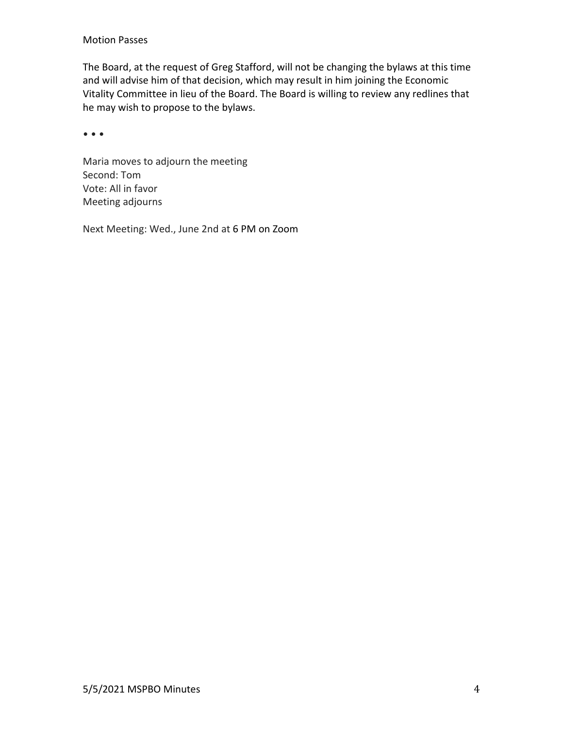Motion Passes

The Board, at the request of Greg Stafford, will not be changing the bylaws at this time and will advise him of that decision, which may result in him joining the Economic Vitality Committee in lieu of the Board. The Board is willing to review any redlines that he may wish to propose to the bylaws.

• • •

Maria moves to adjourn the meeting
Second: Tom
Vote: All in favor
Meeting adjourns

Next Meeting: Wed., June 2nd at 6 PM on Zoom